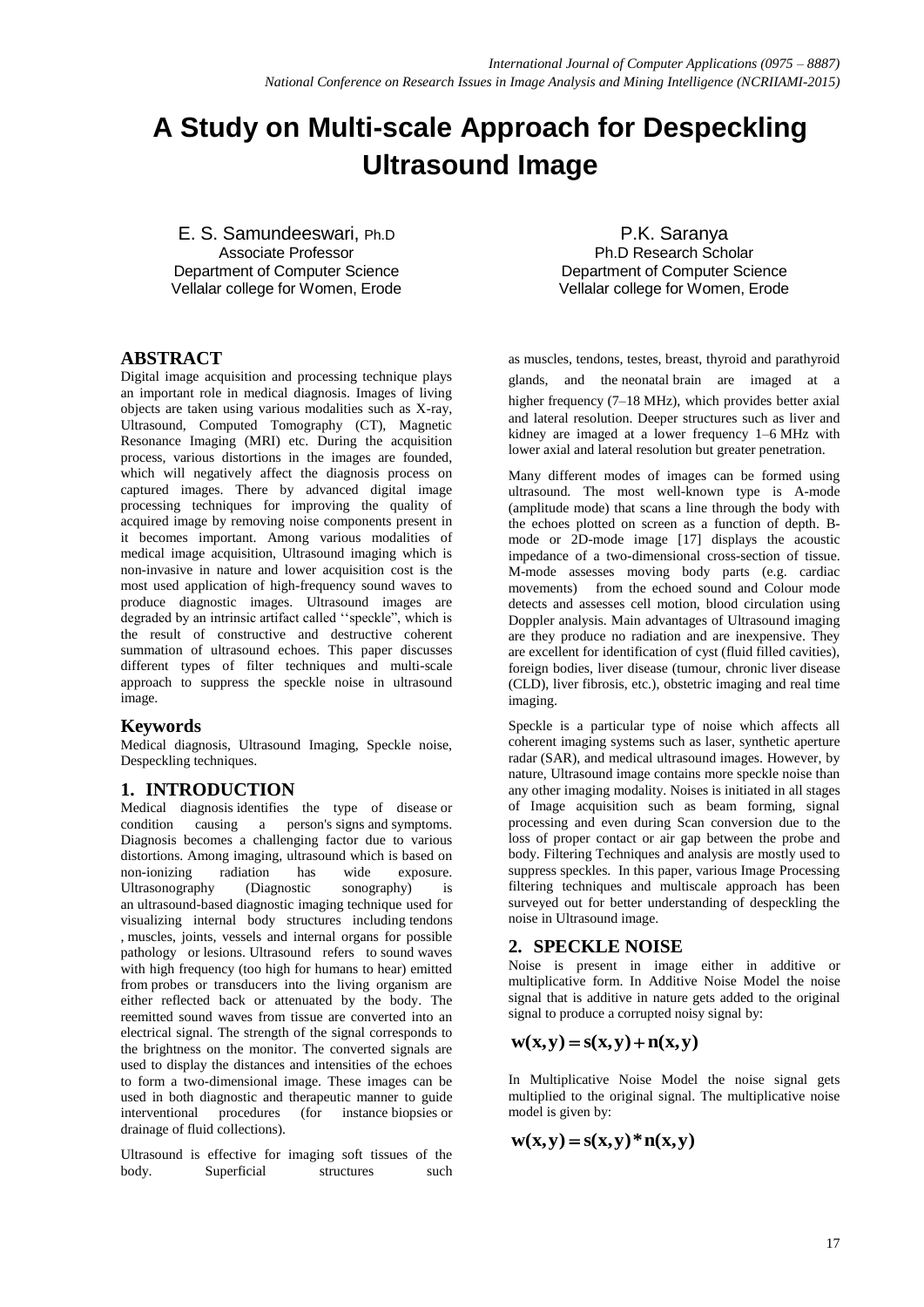# A Study on Multi-scale Approach for Despeckling Ultrasound Image

E. S. Samundeeswari, Ph.D
Associate Professor
Department of Computer Science
Vellalar college for Women, Erode

P.K. Saranya
Ph.D Research Scholar
Department of Computer Science
Vellalar college for Women, Erode

## ABSTRACT

Digital image acquisition and processing technique plays an important role in medical diagnosis. Images of living objects are taken using various modalities such as X-ray, Ultrasound, Computed Tomography (CT), Magnetic Resonance Imaging (MRI) etc. During the acquisition process, various distortions in the images are founded, which will negatively affect the diagnosis process on captured images. There by advanced digital image processing techniques for improving the quality of acquired image by removing noise components present in it becomes important. Among various modalities of medical image acquisition, Ultrasound imaging which is non-invasive in nature and lower acquisition cost is the most used application of high-frequency sound waves to produce diagnostic images. Ultrasound images are degraded by an intrinsic artifact called ''speckle", which is the result of constructive and destructive coherent summation of ultrasound echoes. This paper discusses different types of filter techniques and multi-scale approach to suppress the speckle noise in ultrasound image.

## Keywords

Medical diagnosis, Ultrasound Imaging, Speckle noise, Despeckling techniques.

## 1. INTRODUCTION

Medical diagnosis identifies the type of disease or condition causing a person's signs and symptoms. Diagnosis becomes a challenging factor due to various distortions. Among imaging, ultrasound which is based on non-ionizing radiation has wide exposure. Ultrasonography (Diagnostic sonography) is an ultrasound-based diagnostic imaging technique used for visualizing internal body structures including tendons , muscles, joints, vessels and internal organs for possible pathology or lesions. Ultrasound refers to sound waves with high frequency (too high for humans to hear) emitted from probes or transducers into the living organism are either reflected back or attenuated by the body. The reemitted sound waves from tissue are converted into an electrical signal. The strength of the signal corresponds to the brightness on the monitor. The converted signals are used to display the distances and intensities of the echoes to form a two-dimensional image. These images can be used in both diagnostic and therapeutic manner to guide interventional procedures (for instance biopsies or drainage of fluid collections).

Ultrasound is effective for imaging soft tissues of the body. Superficial structures such as muscles, tendons, testes, breast, thyroid and parathyroid glands, and the neonatal brain are imaged at a higher frequency (7–18 MHz), which provides better axial and lateral resolution. Deeper structures such as liver and kidney are imaged at a lower frequency 1–6 MHz with lower axial and lateral resolution but greater penetration.

Many different modes of images can be formed using ultrasound. The most well-known type is A-mode (amplitude mode) that scans a line through the body with the echoes plotted on screen as a function of depth. B-mode or 2D-mode image [17] displays the acoustic impedance of a two-dimensional cross-section of tissue. M-mode assesses moving body parts (e.g. cardiac movements) from the echoed sound and Colour mode detects and assesses cell motion, blood circulation using Doppler analysis. Main advantages of Ultrasound imaging are they produce no radiation and are inexpensive. They are excellent for identification of cyst (fluid filled cavities), foreign bodies, liver disease (tumour, chronic liver disease (CLD), liver fibrosis, etc.), obstetric imaging and real time imaging.

Speckle is a particular type of noise which affects all coherent imaging systems such as laser, synthetic aperture radar (SAR), and medical ultrasound images. However, by nature, Ultrasound image contains more speckle noise than any other imaging modality. Noises is initiated in all stages of Image acquisition such as beam forming, signal processing and even during Scan conversion due to the loss of proper contact or air gap between the probe and body. Filtering Techniques and analysis are mostly used to suppress speckles. In this paper, various Image Processing filtering techniques and multiscale approach has been surveyed out for better understanding of despeckling the noise in Ultrasound image.

## 2. SPECKLE NOISE

Noise is present in image either in additive or multiplicative form. In Additive Noise Model the noise signal that is additive in nature gets added to the original signal to produce a corrupted noisy signal by:

$$\mathbf{w(x,y) = s(x,y) + n(x,y)}$$

In Multiplicative Noise Model the noise signal gets multiplied to the original signal. The multiplicative noise model is given by:

$$\mathbf{w(x,y) = s(x,y) * n(x,y)}$$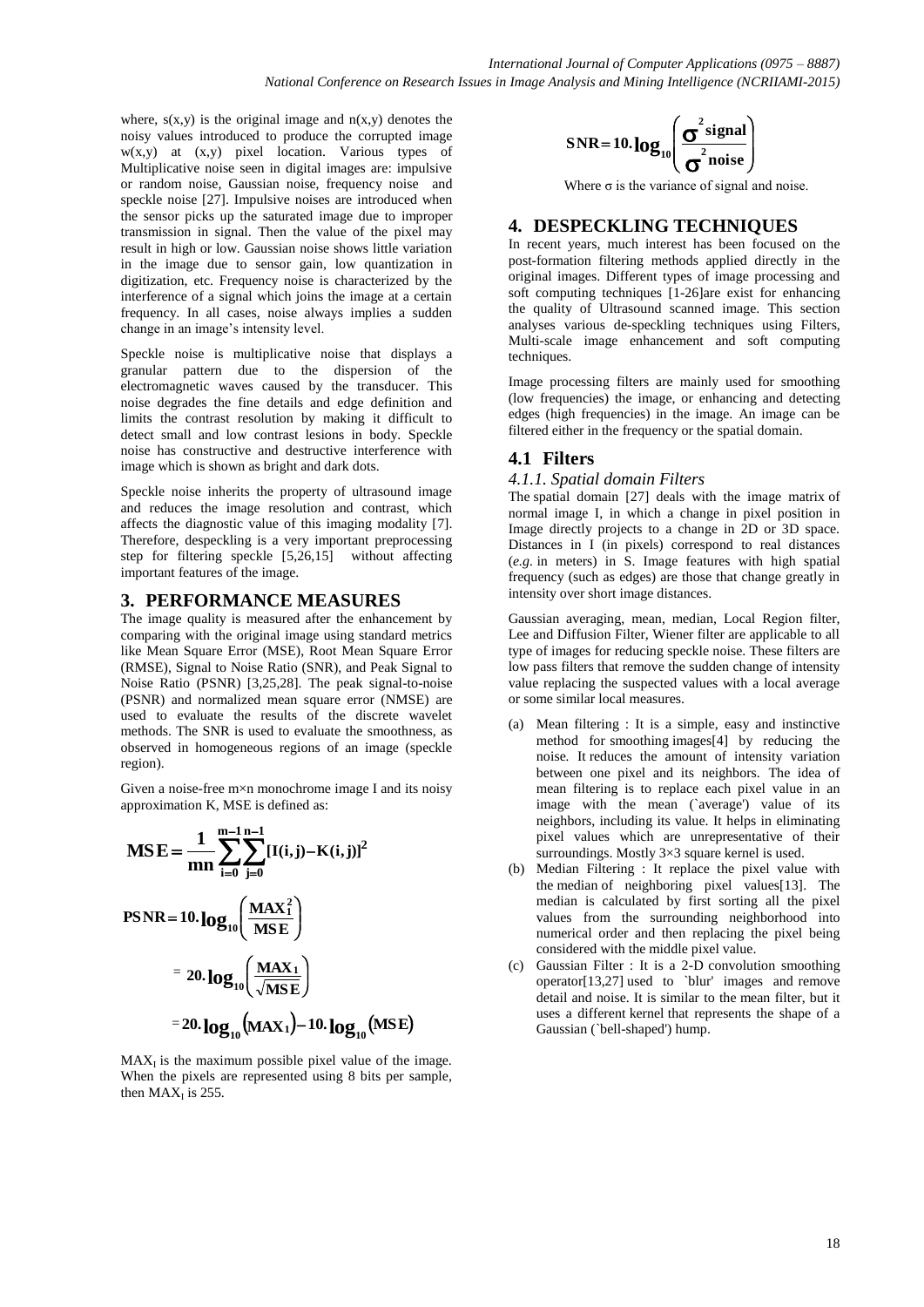where, $s(x,y)$ is the original image and $n(x,y)$ denotes the noisy values introduced to produce the corrupted image $w(x,y)$ at $(x,y)$ pixel location. Various types of Multiplicative noise seen in digital images are: impulsive or random noise, Gaussian noise, frequency noise and speckle noise [27]. Impulsive noises are introduced when the sensor picks up the saturated image due to improper transmission in signal. Then the value of the pixel may result in high or low. Gaussian noise shows little variation in the image due to sensor gain, low quantization in digitization, etc. Frequency noise is characterized by the interference of a signal which joins the image at a certain frequency. In all cases, noise always implies a sudden change in an image's intensity level.

Speckle noise is multiplicative noise that displays a granular pattern due to the dispersion of the electromagnetic waves caused by the transducer. This noise degrades the fine details and edge definition and limits the contrast resolution by making it difficult to detect small and low contrast lesions in body. Speckle noise has constructive and destructive interference with image which is shown as bright and dark dots.

Speckle noise inherits the property of ultrasound image and reduces the image resolution and contrast, which affects the diagnostic value of this imaging modality [7]. Therefore, despeckling is a very important preprocessing step for filtering speckle [5,26,15] without affecting important features of the image.

## 3. PERFORMANCE MEASURES

The image quality is measured after the enhancement by comparing with the original image using standard metrics like Mean Square Error (MSE), Root Mean Square Error (RMSE), Signal to Noise Ratio (SNR), and Peak Signal to Noise Ratio (PSNR) [3,25,28]. The peak signal-to-noise (PSNR) and normalized mean square error (NMSE) are used to evaluate the results of the discrete wavelet methods. The SNR is used to evaluate the smoothness, as observed in homogeneous regions of an image (speckle region).

Given a noise-free m×n monochrome image I and its noisy approximation K, MSE is defined as:

$$\mathbf{MSE} = \frac{1}{mn}\sum_{i=0}^{m-1}\sum_{j=0}^{n-1}[I(i,j) - K(i,j)]^2$$

$$\mathbf{PSNR} = 10.\log_{10}\left(\frac{MAX_I^2}{MSE}\right)$$

$$= 20.\log_{10}\left(\frac{MAX_I}{\sqrt{MSE}}\right)$$

$$= 20.\log_{10}(MAX_I) - 10.\log_{10}(MSE)$$

$MAX_I$ is the maximum possible pixel value of the image. When the pixels are represented using 8 bits per sample, then $MAX_I$ is 255.

$$\mathbf{SNR} = 10.\log_{10}\left(\frac{\sigma^2_{signal}}{\sigma^2_{noise}}\right)$$

Where σ is the variance of signal and noise.

## 4. DESPECKLING TECHNIQUES

In recent years, much interest has been focused on the post-formation filtering methods applied directly in the original images. Different types of image processing and soft computing techniques [1-26]are exist for enhancing the quality of Ultrasound scanned image. This section analyses various de-speckling techniques using Filters, Multi-scale image enhancement and soft computing techniques.

Image processing filters are mainly used for smoothing (low frequencies) the image, or enhancing and detecting edges (high frequencies) in the image. An image can be filtered either in the frequency or the spatial domain.

### 4.1 Filters

#### *4.1.1. Spatial domain Filters*

The spatial domain [27] deals with the image matrix of normal image I, in which a change in pixel position in Image directly projects to a change in 2D or 3D space. Distances in I (in pixels) correspond to real distances (*e.g.* in meters) in S. Image features with high spatial frequency (such as edges) are those that change greatly in intensity over short image distances.

Gaussian averaging, mean, median, Local Region filter, Lee and Diffusion Filter, Wiener filter are applicable to all type of images for reducing speckle noise. These filters are low pass filters that remove the sudden change of intensity value replacing the suspected values with a local average or some similar local measures.

(a) Mean filtering : It is a simple, easy and instinctive method for smoothing images[4] by reducing the noise. It reduces the amount of intensity variation between one pixel and its neighbors. The idea of mean filtering is to replace each pixel value in an image with the mean (`average') value of its neighbors, including its value. It helps in eliminating pixel values which are unrepresentative of their surroundings. Mostly 3×3 square kernel is used.

(b) Median Filtering : It replace the pixel value with the median of neighboring pixel values[13]. The median is calculated by first sorting all the pixel values from the surrounding neighborhood into numerical order and then replacing the pixel being considered with the middle pixel value.

(c) Gaussian Filter : It is a 2-D convolution smoothing operator[13,27] used to `blur' images and remove detail and noise. It is similar to the mean filter, but it uses a different kernel that represents the shape of a Gaussian (`bell-shaped') hump.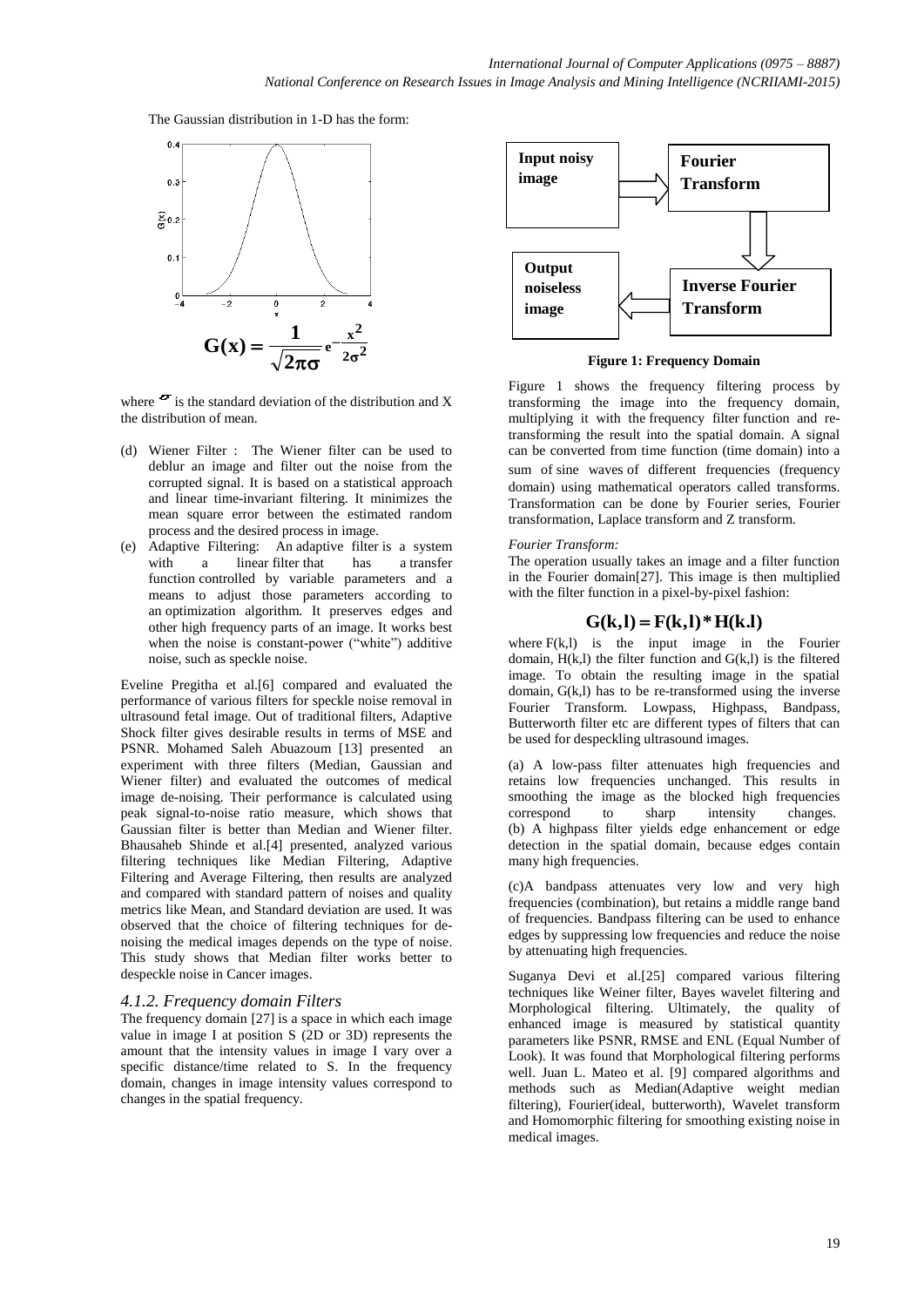The Gaussian distribution in 1-D has the form:

$$G(x) = \frac{1}{\sqrt{2\pi}\sigma} e^{-\frac{x^2}{2\sigma^2}}$$

where $\sigma$ is the standard deviation of the distribution and X the distribution of mean.

(d) Wiener Filter : The Wiener filter can be used to deblur an image and filter out the noise from the corrupted signal. It is based on a statistical approach and linear time-invariant filtering. It minimizes the mean square error between the estimated random process and the desired process in image.

(e) Adaptive Filtering: An adaptive filter is a system with a linear filter that has a transfer function controlled by variable parameters and a means to adjust those parameters according to an optimization algorithm. It preserves edges and other high frequency parts of an image. It works best when the noise is constant-power ("white") additive noise, such as speckle noise.

Eveline Pregitha et al.[6] compared and evaluated the performance of various filters for speckle noise removal in ultrasound fetal image. Out of traditional filters, Adaptive Shock filter gives desirable results in terms of MSE and PSNR. Mohamed Saleh Abuazoum [13] presented an experiment with three filters (Median, Gaussian and Wiener filter) and evaluated the outcomes of medical image de-noising. Their performance is calculated using peak signal-to-noise ratio measure, which shows that Gaussian filter is better than Median and Wiener filter. Bhausaheb Shinde et al.[4] presented, analyzed various filtering techniques like Median Filtering, Adaptive Filtering and Average Filtering, then results are analyzed and compared with standard pattern of noises and quality metrics like Mean, and Standard deviation are used. It was observed that the choice of filtering techniques for de-noising the medical images depends on the type of noise. This study shows that Median filter works better to despeckle noise in Cancer images.

### *4.1.2. Frequency domain Filters*

The frequency domain [27] is a space in which each image value in image I at position S (2D or 3D) represents the amount that the intensity values in image I vary over a specific distance/time related to S. In the frequency domain, changes in image intensity values correspond to changes in the spatial frequency.

**Figure 1: Frequency Domain**

Figure 1 shows the frequency filtering process by transforming the image into the frequency domain, multiplying it with the frequency filter function and re-transforming the result into the spatial domain. A signal can be converted from time function (time domain) into a sum of sine waves of different frequencies (frequency domain) using mathematical operators called transforms. Transformation can be done by Fourier series, Fourier transformation, Laplace transform and Z transform.

*Fourier Transform:*

The operation usually takes an image and a filter function in the Fourier domain[27]. This image is then multiplied with the filter function in a pixel-by-pixel fashion:

$$G(k,l) = F(k,l) * H(k.l)$$

where F(k,l) is the input image in the Fourier domain, H(k,l) the filter function and G(k,l) is the filtered image. To obtain the resulting image in the spatial domain, G(k,l) has to be re-transformed using the inverse Fourier Transform. Lowpass, Highpass, Bandpass, Butterworth filter etc are different types of filters that can be used for despeckling ultrasound images.

(a) A low-pass filter attenuates high frequencies and retains low frequencies unchanged. This results in smoothing the image as the blocked high frequencies correspond to sharp intensity changes.

(b) A highpass filter yields edge enhancement or edge detection in the spatial domain, because edges contain many high frequencies.

(c)A bandpass attenuates very low and very high frequencies (combination), but retains a middle range band of frequencies. Bandpass filtering can be used to enhance edges by suppressing low frequencies and reduce the noise by attenuating high frequencies.

Suganya Devi et al.[25] compared various filtering techniques like Weiner filter, Bayes wavelet filtering and Morphological filtering. Ultimately, the quality of enhanced image is measured by statistical quantity parameters like PSNR, RMSE and ENL (Equal Number of Look). It was found that Morphological filtering performs well. Juan L. Mateo et al. [9] compared algorithms and methods such as Median(Adaptive weight median filtering), Fourier(ideal, butterworth), Wavelet transform and Homomorphic filtering for smoothing existing noise in medical images.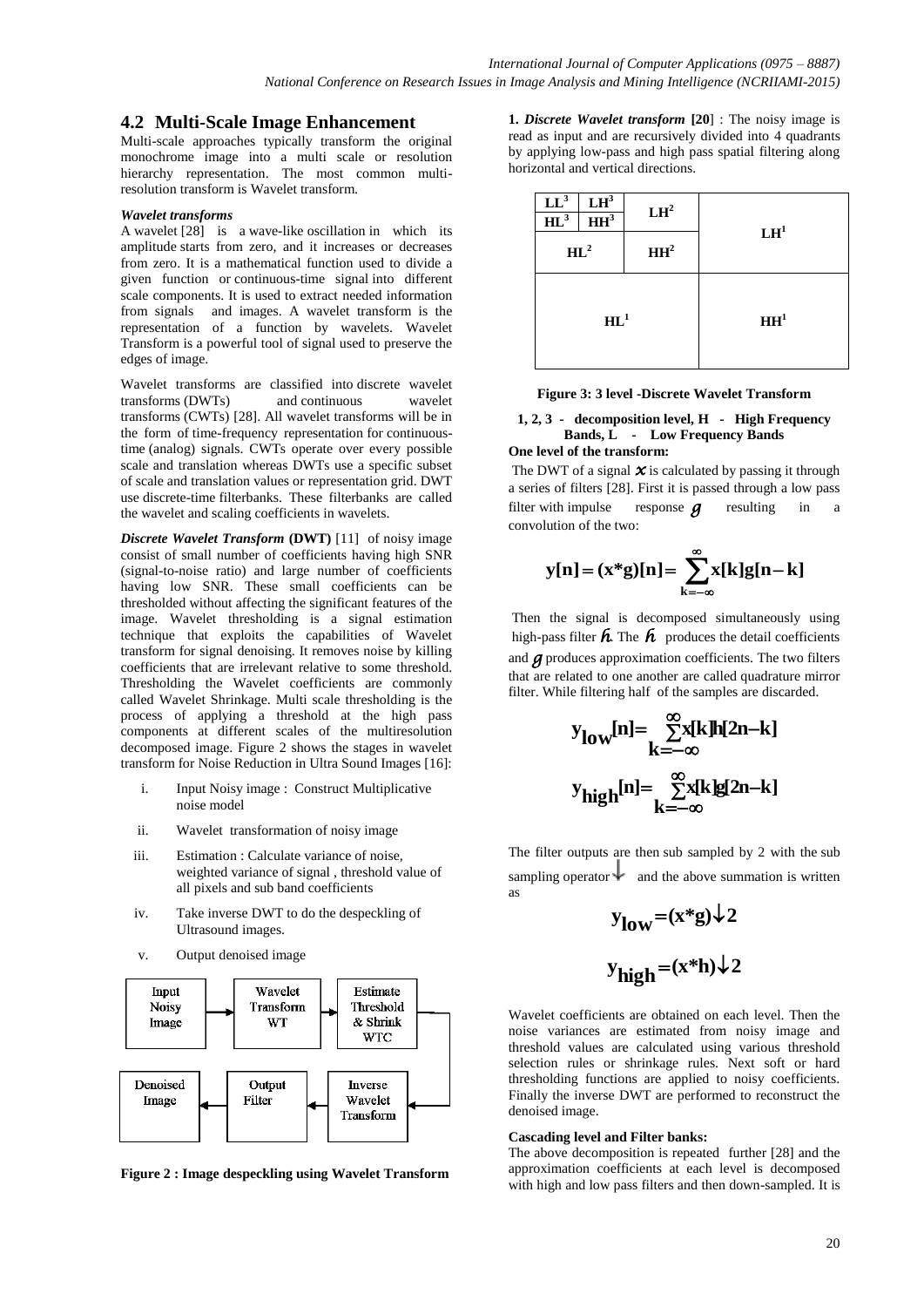## 4.2 Multi-Scale Image Enhancement

Multi-scale approaches typically transform the original monochrome image into a multi scale or resolution hierarchy representation. The most common multi-resolution transform is Wavelet transform.

***Wavelet transforms***

A wavelet [28] is a wave-like oscillation in which its amplitude starts from zero, and it increases or decreases from zero. It is a mathematical function used to divide a given function or continuous-time signal into different scale components. It is used to extract needed information from signals and images. A wavelet transform is the representation of a function by wavelets. Wavelet Transform is a powerful tool of signal used to preserve the edges of image.

Wavelet transforms are classified into discrete wavelet transforms (DWTs) and continuous wavelet transforms (CWTs) [28]. All wavelet transforms will be in the form of time-frequency representation for continuous-time (analog) signals. CWTs operate over every possible scale and translation whereas DWTs use a specific subset of scale and translation values or representation grid. DWT use discrete-time filterbanks. These filterbanks are called the wavelet and scaling coefficients in wavelets.

***Discrete Wavelet Transform* (DWT)** [11] of noisy image consist of small number of coefficients having high SNR (signal-to-noise ratio) and large number of coefficients having low SNR. These small coefficients can be thresholded without affecting the significant features of the image. Wavelet thresholding is a signal estimation technique that exploits the capabilities of Wavelet transform for signal denoising. It removes noise by killing coefficients that are irrelevant relative to some threshold. Thresholding the Wavelet coefficients are commonly called Wavelet Shrinkage. Multi scale thresholding is the process of applying a threshold at the high pass components at different scales of the multiresolution decomposed image. Figure 2 shows the stages in wavelet transform for Noise Reduction in Ultra Sound Images [16]:

i. Input Noisy image : Construct Multiplicative noise model
ii. Wavelet transformation of noisy image
iii. Estimation : Calculate variance of noise, weighted variance of signal , threshold value of all pixels and sub band coefficients
iv. Take inverse DWT to do the despeckling of Ultrasound images.
v. Output denoised image

Input Noisy Image → Wavelet Transform WT → Estimate Threshold & Shrink WTC → Inverse Wavelet Transform → Output Filter → Denoised Image

**Figure 2 : Image despeckling using Wavelet Transform**

**1. *Discrete Wavelet transform* [20]** : The noisy image is read as input and are recursively divided into 4 quadrants by applying low-pass and high pass spatial filtering along horizontal and vertical directions.

| $LL^3$ | $LH^3$ | $LH^2$ | $LH^1$ |
|---|---|---|---|
| $HL^3$ | $HH^3$ | | |
| $HL^2$ | | $HH^2$ | |
| $HL^1$ | | | $HH^1$ |

**Figure 3: 3 level -Discrete Wavelet Transform**

**1, 2, 3 - decomposition level, H - High Frequency Bands, L - Low Frequency Bands**

**One level of the transform:**

The DWT of a signal $x$ is calculated by passing it through a series of filters [28]. First it is passed through a low pass filter with impulse response $g$ resulting in a convolution of the two:

$$y[n] = (x * g)[n] = \sum_{k=-\infty}^{\infty} x[k]g[n-k]$$

Then the signal is decomposed simultaneously using high-pass filter $h$. The $h$ produces the detail coefficients and $g$ produces approximation coefficients. The two filters that are related to one another are called quadrature mirror filter. While filtering half of the samples are discarded.

$$y_{low}[n] = \sum_{k=-\infty}^{\infty} x[k]h[2n-k]$$

$$y_{high}[n] = \sum_{k=-\infty}^{\infty} x[k]g[2n-k]$$

The filter outputs are then sub sampled by 2 with the sub sampling operator $\downarrow$ and the above summation is written as

$$y_{low} = (x*g)\downarrow 2$$

$$y_{high} = (x*h)\downarrow 2$$

Wavelet coefficients are obtained on each level. Then the noise variances are estimated from noisy image and threshold values are calculated using various threshold selection rules or shrinkage rules. Next soft or hard thresholding functions are applied to noisy coefficients. Finally the inverse DWT are performed to reconstruct the denoised image.

**Cascading level and Filter banks:**

The above decomposition is repeated further [28] and the approximation coefficients at each level is decomposed with high and low pass filters and then down-sampled. It is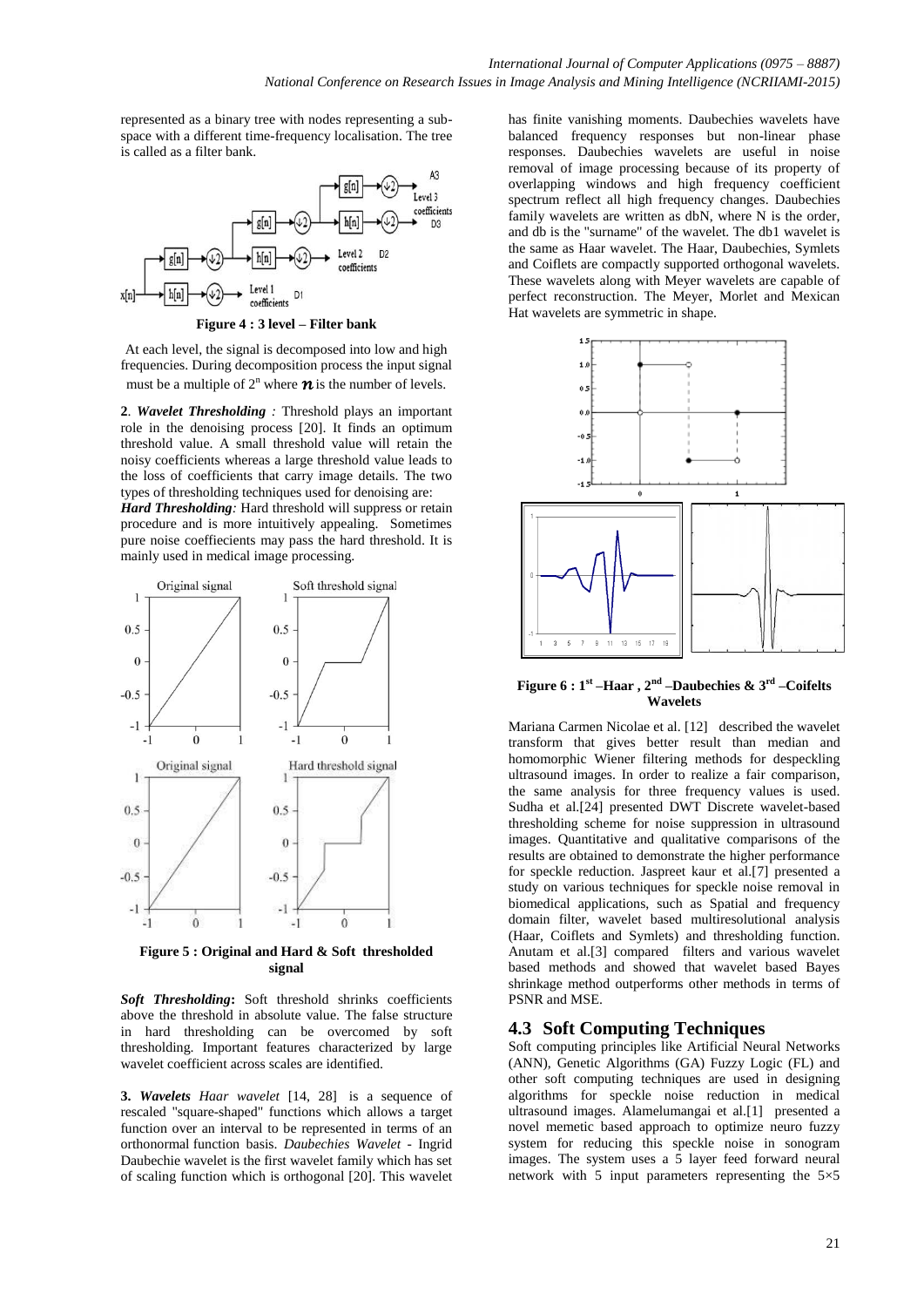represented as a binary tree with nodes representing a sub-space with a different time-frequency localisation. The tree is called as a filter bank.

**Figure 4 : 3 level – Filter bank**

At each level, the signal is decomposed into low and high frequencies. During decomposition process the input signal must be a multiple of $2^n$ where $n$ is the number of levels.

**2**. ***Wavelet Thresholding*** *:* Threshold plays an important role in the denoising process [20]. It finds an optimum threshold value. A small threshold value will retain the noisy coefficients whereas a large threshold value leads to the loss of coefficients that carry image details. The two types of thresholding techniques used for denoising are:

***Hard Thresholding****:* Hard threshold will suppress or retain procedure and is more intuitively appealing. Sometimes pure noise coeffiecients may pass the hard threshold. It is mainly used in medical image processing.

**Figure 5 : Original and Hard & Soft thresholded signal**

***Soft Thresholding*****:** Soft threshold shrinks coefficients above the threshold in absolute value. The false structure in hard thresholding can be overcomed by soft thresholding. Important features characterized by large wavelet coefficient across scales are identified.

**3.** ***Wavelets*** *Haar wavelet* [14, 28] is a sequence of rescaled "square-shaped" functions which allows a target function over an interval to be represented in terms of an orthonormal function basis. *Daubechies Wavelet* - Ingrid Daubechie wavelet is the first wavelet family which has set of scaling function which is orthogonal [20]. This wavelet has finite vanishing moments. Daubechies wavelets have balanced frequency responses but non-linear phase responses. Daubechies wavelets are useful in noise removal of image processing because of its property of overlapping windows and high frequency coefficient spectrum reflect all high frequency changes. Daubechies family wavelets are written as dbN, where N is the order, and db is the "surname" of the wavelet. The db1 wavelet is the same as Haar wavelet. The Haar, Daubechies, Symlets and Coiflets are compactly supported orthogonal wavelets. These wavelets along with Meyer wavelets are capable of perfect reconstruction. The Meyer, Morlet and Mexican Hat wavelets are symmetric in shape.

**Figure 6 : 1st –Haar , 2nd –Daubechies & 3rd –Coifelts Wavelets**

Mariana Carmen Nicolae et al. [12] described the wavelet transform that gives better result than median and homomorphic Wiener filtering methods for despeckling ultrasound images. In order to realize a fair comparison, the same analysis for three frequency values is used. Sudha et al.[24] presented DWT Discrete wavelet-based thresholding scheme for noise suppression in ultrasound images. Quantitative and qualitative comparisons of the results are obtained to demonstrate the higher performance for speckle reduction. Jaspreet kaur et al.[7] presented a study on various techniques for speckle noise removal in biomedical applications, such as Spatial and frequency domain filter, wavelet based multiresolutional analysis (Haar, Coiflets and Symlets) and thresholding function. Anutam et al.[3] compared filters and various wavelet based methods and showed that wavelet based Bayes shrinkage method outperforms other methods in terms of PSNR and MSE.

## 4.3 Soft Computing Techniques

Soft computing principles like Artificial Neural Networks (ANN), Genetic Algorithms (GA) Fuzzy Logic (FL) and other soft computing techniques are used in designing algorithms for speckle noise reduction in medical ultrasound images. Alamelumangai et al.[1] presented a novel memetic based approach to optimize neuro fuzzy system for reducing this speckle noise in sonogram images. The system uses a 5 layer feed forward neural network with 5 input parameters representing the 5×5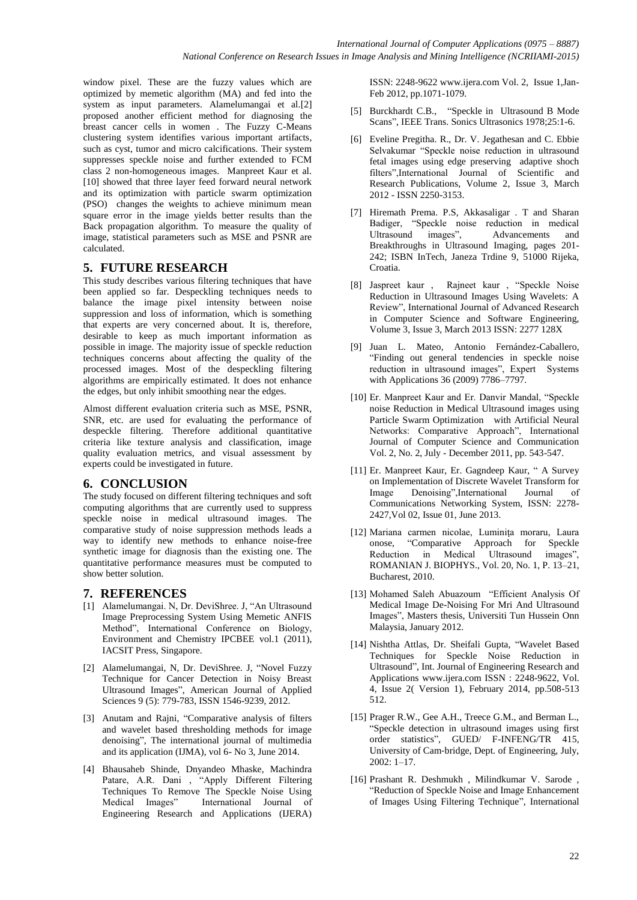window pixel. These are the fuzzy values which are optimized by memetic algorithm (MA) and fed into the system as input parameters. Alamelumangai et al.[2] proposed another efficient method for diagnosing the breast cancer cells in women . The Fuzzy C-Means clustering system identifies various important artifacts, such as cyst, tumor and micro calcifications. Their system suppresses speckle noise and further extended to FCM class 2 non-homogeneous images. Manpreet Kaur et al. [10] showed that three layer feed forward neural network and its optimization with particle swarm optimization (PSO) changes the weights to achieve minimum mean square error in the image yields better results than the Back propagation algorithm. To measure the quality of image, statistical parameters such as MSE and PSNR are calculated.

## 5. FUTURE RESEARCH

This study describes various filtering techniques that have been applied so far. Despeckling techniques needs to balance the image pixel intensity between noise suppression and loss of information, which is something that experts are very concerned about. It is, therefore, desirable to keep as much important information as possible in image. The majority issue of speckle reduction techniques concerns about affecting the quality of the processed images. Most of the despeckling filtering algorithms are empirically estimated. It does not enhance the edges, but only inhibit smoothing near the edges.

Almost different evaluation criteria such as MSE, PSNR, SNR, etc. are used for evaluating the performance of despeckle filtering. Therefore additional quantitative criteria like texture analysis and classification, image quality evaluation metrics, and visual assessment by experts could be investigated in future.

## 6. CONCLUSION

The study focused on different filtering techniques and soft computing algorithms that are currently used to suppress speckle noise in medical ultrasound images. The comparative study of noise suppression methods leads a way to identify new methods to enhance noise-free synthetic image for diagnosis than the existing one. The quantitative performance measures must be computed to show better solution.

## 7. REFERENCES

[1] Alamelumangai. N, Dr. DeviShree. J, "An Ultrasound Image Preprocessing System Using Memetic ANFIS Method", International Conference on Biology, Environment and Chemistry IPCBEE vol.1 (2011), IACSIT Press, Singapore.

[2] Alamelumangai, N, Dr. DeviShree. J, "Novel Fuzzy Technique for Cancer Detection in Noisy Breast Ultrasound Images", American Journal of Applied Sciences 9 (5): 779-783, ISSN 1546-9239, 2012.

[3] Anutam and Rajni, "Comparative analysis of filters and wavelet based thresholding methods for image denoising", The international journal of multimedia and its application (IJMA), vol 6- No 3, June 2014.

[4] Bhausaheb Shinde, Dnyandeo Mhaske, Machindra Patare, A.R. Dani , "Apply Different Filtering Techniques To Remove The Speckle Noise Using Medical Images" International Journal of Engineering Research and Applications (IJERA) ISSN: 2248-9622 www.ijera.com Vol. 2, Issue 1,Jan-Feb 2012, pp.1071-1079.

[5] Burckhardt C.B., "Speckle in Ultrasound B Mode Scans", IEEE Trans. Sonics Ultrasonics 1978;25:1-6.

[6] Eveline Pregitha. R., Dr. V. Jegathesan and C. Ebbie Selvakumar "Speckle noise reduction in ultrasound fetal images using edge preserving adaptive shoch filters",International Journal of Scientific and Research Publications, Volume 2, Issue 3, March 2012 - ISSN 2250-3153.

[7] Hiremath Prema. P.S, Akkasaligar . T and Sharan Badiger, "Speckle noise reduction in medical Ultrasound images", Advancements and Breakthroughs in Ultrasound Imaging, pages 201-242; ISBN InTech, Janeza Trdine 9, 51000 Rijeka, Croatia.

[8] Jaspreet kaur , Rajneet kaur , "Speckle Noise Reduction in Ultrasound Images Using Wavelets: A Review", International Journal of Advanced Research in Computer Science and Software Engineering, Volume 3, Issue 3, March 2013 ISSN: 2277 128X

[9] Juan L. Mateo, Antonio Fernández-Caballero, "Finding out general tendencies in speckle noise reduction in ultrasound images", Expert Systems with Applications 36 (2009) 7786–7797.

[10] Er. Manpreet Kaur and Er. Danvir Mandal, "Speckle noise Reduction in Medical Ultrasound images using Particle Swarm Optimization with Artificial Neural Networks: Comparative Approach", International Journal of Computer Science and Communication Vol. 2, No. 2, July - December 2011, pp. 543-547.

[11] Er. Manpreet Kaur, Er. Gagndeep Kaur, " A Survey on Implementation of Discrete Wavelet Transform for Image Denoising",International Journal of Communications Networking System, ISSN: 2278-2427,Vol 02, Issue 01, June 2013.

[12] Mariana carmen nicolae, Luminiţa moraru, Laura onose, "Comparative Approach for Speckle Reduction in Medical Ultrasound images", ROMANIAN J. BIOPHYS., Vol. 20, No. 1, P. 13–21, Bucharest, 2010.

[13] Mohamed Saleh Abuazoum "Efficient Analysis Of Medical Image De-Noising For Mri And Ultrasound Images", Masters thesis, Universiti Tun Hussein Onn Malaysia, January 2012.

[14] Nishtha Attlas, Dr. Sheifali Gupta, "Wavelet Based Techniques for Speckle Noise Reduction in Ultrasound", Int. Journal of Engineering Research and Applications www.ijera.com ISSN : 2248-9622, Vol. 4, Issue 2( Version 1), February 2014, pp.508-513 512.

[15] Prager R.W., Gee A.H., Treece G.M., and Berman L., "Speckle detection in ultrasound images using first order statistics", GUED/ F-INFENG/TR 415, University of Cam-bridge, Dept. of Engineering, July, 2002: 1–17.

[16] Prashant R. Deshmukh , Milindkumar V. Sarode , "Reduction of Speckle Noise and Image Enhancement of Images Using Filtering Technique", International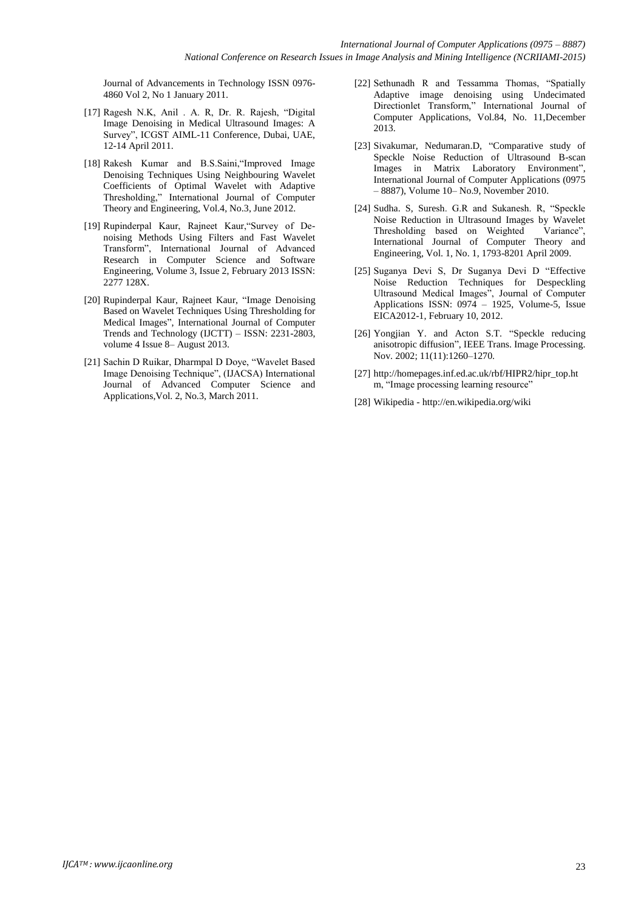Journal of Advancements in Technology ISSN 0976-4860 Vol 2, No 1 January 2011.

[17] Ragesh N.K, Anil . A. R, Dr. R. Rajesh, "Digital Image Denoising in Medical Ultrasound Images: A Survey", ICGST AIML-11 Conference, Dubai, UAE, 12-14 April 2011.

[18] Rakesh Kumar and B.S.Saini,"Improved Image Denoising Techniques Using Neighbouring Wavelet Coefficients of Optimal Wavelet with Adaptive Thresholding," International Journal of Computer Theory and Engineering, Vol.4, No.3, June 2012.

[19] Rupinderpal Kaur, Rajneet Kaur,"Survey of De-noising Methods Using Filters and Fast Wavelet Transform", International Journal of Advanced Research in Computer Science and Software Engineering, Volume 3, Issue 2, February 2013 ISSN: 2277 128X.

[20] Rupinderpal Kaur, Rajneet Kaur, "Image Denoising Based on Wavelet Techniques Using Thresholding for Medical Images", International Journal of Computer Trends and Technology (IJCTT) – ISSN: 2231-2803, volume 4 Issue 8– August 2013.

[21] Sachin D Ruikar, Dharmpal D Doye, "Wavelet Based Image Denoising Technique", (IJACSA) International Journal of Advanced Computer Science and Applications,Vol. 2, No.3, March 2011.

[22] Sethunadh R and Tessamma Thomas, "Spatially Adaptive image denoising using Undecimated Directionlet Transform," International Journal of Computer Applications, Vol.84, No. 11,December 2013.

[23] Sivakumar, Nedumaran.D, "Comparative study of Speckle Noise Reduction of Ultrasound B-scan Images in Matrix Laboratory Environment", International Journal of Computer Applications (0975 – 8887), Volume 10– No.9, November 2010.

[24] Sudha. S, Suresh. G.R and Sukanesh. R, "Speckle Noise Reduction in Ultrasound Images by Wavelet Thresholding based on Weighted Variance", International Journal of Computer Theory and Engineering, Vol. 1, No. 1, 1793-8201 April 2009.

[25] Suganya Devi S, Dr Suganya Devi D "Effective Noise Reduction Techniques for Despeckling Ultrasound Medical Images", Journal of Computer Applications ISSN: 0974 – 1925, Volume-5, Issue EICA2012-1, February 10, 2012.

[26] Yongjian Y. and Acton S.T. "Speckle reducing anisotropic diffusion", IEEE Trans. Image Processing. Nov. 2002; 11(11):1260–1270.

[27] http://homepages.inf.ed.ac.uk/rbf/HIPR2/hipr_top.htm, "Image processing learning resource"

[28] Wikipedia - http://en.wikipedia.org/wiki